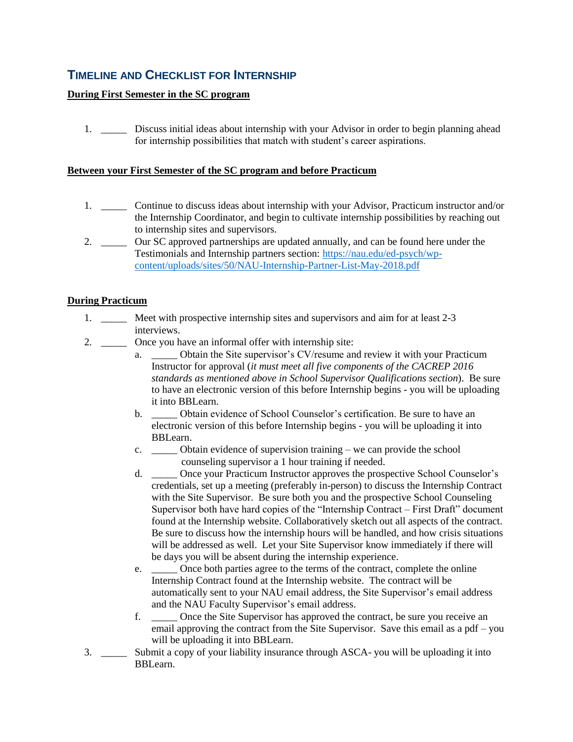## Timeline and Checklist for Internship

**During First Semester in the SC program**

1. _____ Discuss initial ideas about internship with your Advisor in order to begin planning ahead for internship possibilities that match with student's career aspirations.

**Between your First Semester of the SC program and before Practicum**

1. _____ Continue to discuss ideas about internship with your Advisor, Practicum instructor and/or the Internship Coordinator, and begin to cultivate internship possibilities by reaching out to internship sites and supervisors.
2. _____ Our SC approved partnerships are updated annually, and can be found here under the Testimonials and Internship partners section: [https://nau.edu/ed-psych/wp-content/uploads/sites/50/NAU-Internship-Partner-List-May-2018.pdf](https://nau.edu/ed-psych/wp-content/uploads/sites/50/NAU-Internship-Partner-List-May-2018.pdf)

**During Practicum**

1. _____ Meet with prospective internship sites and supervisors and aim for at least 2-3 interviews.
2. _____ Once you have an informal offer with internship site:
   a. _____ Obtain the Site supervisor's CV/resume and review it with your Practicum Instructor for approval (*it must meet all five components of the CACREP 2016 standards as mentioned above in School Supervisor Qualifications section*). Be sure to have an electronic version of this before Internship begins - you will be uploading it into BBLearn.
   b. _____ Obtain evidence of School Counselor's certification. Be sure to have an electronic version of this before Internship begins - you will be uploading it into BBLearn.
   c. _____ Obtain evidence of supervision training – we can provide the school counseling supervisor a 1 hour training if needed.
   d. _____ Once your Practicum Instructor approves the prospective School Counselor's credentials, set up a meeting (preferably in-person) to discuss the Internship Contract with the Site Supervisor. Be sure both you and the prospective School Counseling Supervisor both have hard copies of the "Internship Contract – First Draft" document found at the Internship website. Collaboratively sketch out all aspects of the contract. Be sure to discuss how the internship hours will be handled, and how crisis situations will be addressed as well. Let your Site Supervisor know immediately if there will be days you will be absent during the internship experience.
   e. _____ Once both parties agree to the terms of the contract, complete the online Internship Contract found at the Internship website. The contract will be automatically sent to your NAU email address, the Site Supervisor's email address and the NAU Faculty Supervisor's email address.
   f. _____ Once the Site Supervisor has approved the contract, be sure you receive an email approving the contract from the Site Supervisor. Save this email as a pdf – you will be uploading it into BBLearn.
3. _____ Submit a copy of your liability insurance through ASCA- you will be uploading it into BBLearn.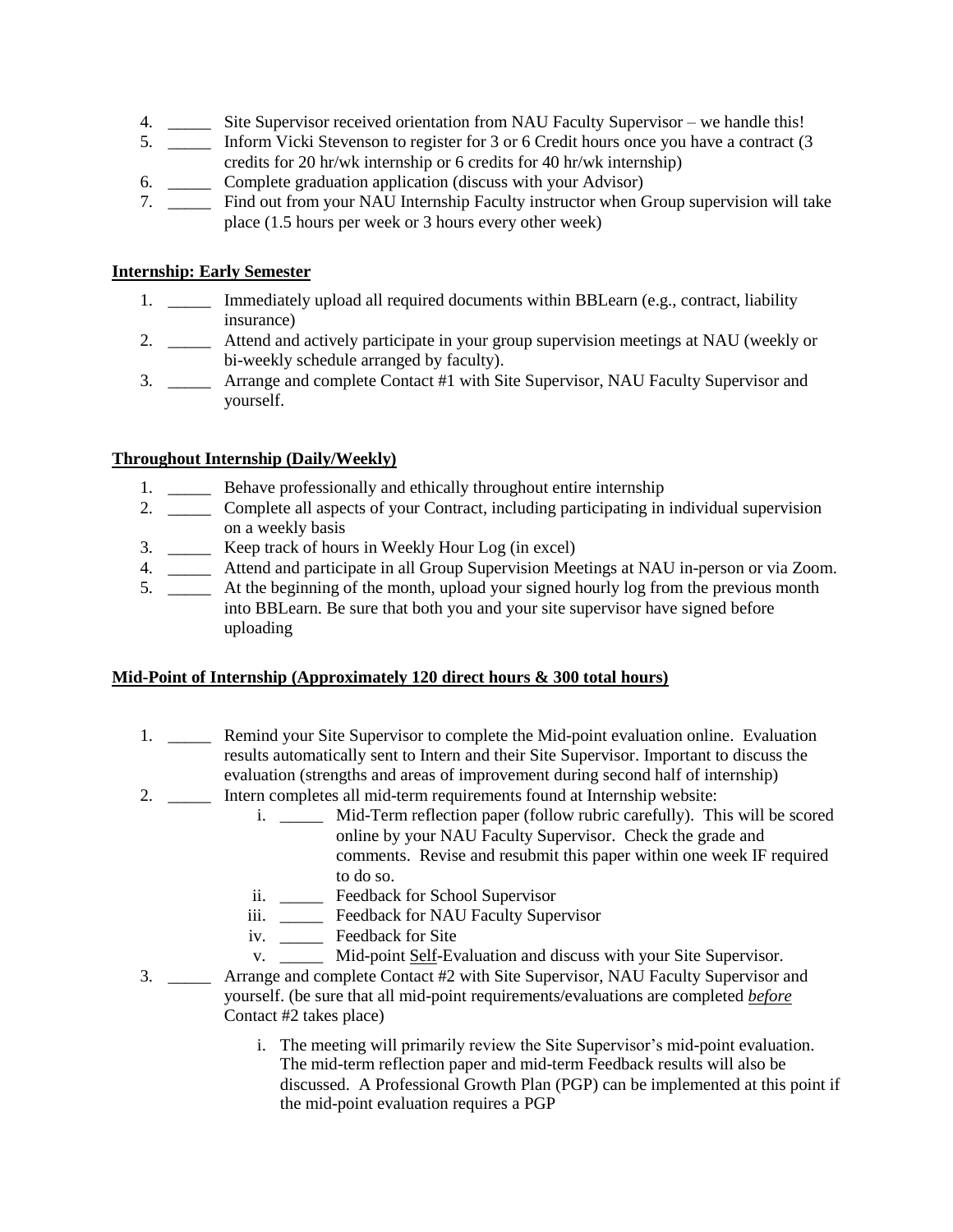4. _____ Site Supervisor received orientation from NAU Faculty Supervisor – we handle this!
5. _____ Inform Vicki Stevenson to register for 3 or 6 Credit hours once you have a contract (3 credits for 20 hr/wk internship or 6 credits for 40 hr/wk internship)
6. _____ Complete graduation application (discuss with your Advisor)
7. _____ Find out from your NAU Internship Faculty instructor when Group supervision will take place (1.5 hours per week or 3 hours every other week)

**<u>Internship: Early Semester</u>**

1. _____ Immediately upload all required documents within BBLearn (e.g., contract, liability insurance)
2. _____ Attend and actively participate in your group supervision meetings at NAU (weekly or bi-weekly schedule arranged by faculty).
3. _____ Arrange and complete Contact #1 with Site Supervisor, NAU Faculty Supervisor and yourself.

**<u>Throughout Internship (Daily/Weekly)</u>**

1. _____ Behave professionally and ethically throughout entire internship
2. _____ Complete all aspects of your Contract, including participating in individual supervision on a weekly basis
3. _____ Keep track of hours in Weekly Hour Log (in excel)
4. _____ Attend and participate in all Group Supervision Meetings at NAU in-person or via Zoom.
5. _____ At the beginning of the month, upload your signed hourly log from the previous month into BBLearn. Be sure that both you and your site supervisor have signed before uploading

**<u>Mid-Point of Internship (Approximately 120 direct hours & 300 total hours)</u>**

1. _____ Remind your Site Supervisor to complete the Mid-point evaluation online. Evaluation results automatically sent to Intern and their Site Supervisor. Important to discuss the evaluation (strengths and areas of improvement during second half of internship)
2. _____ Intern completes all mid-term requirements found at Internship website:
   i. _____ Mid-Term reflection paper (follow rubric carefully). This will be scored online by your NAU Faculty Supervisor. Check the grade and comments. Revise and resubmit this paper within one week IF required to do so.
   ii. _____ Feedback for School Supervisor
   iii. _____ Feedback for NAU Faculty Supervisor
   iv. _____ Feedback for Site
   v. _____ Mid-point <u>Self</u>-Evaluation and discuss with your Site Supervisor.
3. _____ Arrange and complete Contact #2 with Site Supervisor, NAU Faculty Supervisor and yourself. (be sure that all mid-point requirements/evaluations are completed ***<u>before</u>*** Contact #2 takes place)
   i. The meeting will primarily review the Site Supervisor's mid-point evaluation. The mid-term reflection paper and mid-term Feedback results will also be discussed. A Professional Growth Plan (PGP) can be implemented at this point if the mid-point evaluation requires a PGP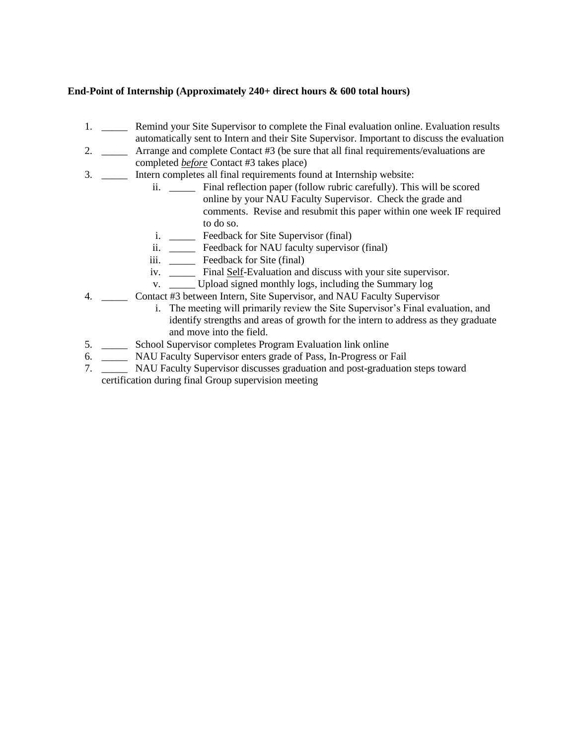**End-Point of Internship (Approximately 240+ direct hours & 600 total hours)**

1. _____ Remind your Site Supervisor to complete the Final evaluation online. Evaluation results automatically sent to Intern and their Site Supervisor. Important to discuss the evaluation
2. _____ Arrange and complete Contact #3 (be sure that all final requirements/evaluations are completed ***before*** Contact #3 takes place)
3. _____ Intern completes all final requirements found at Internship website:
   - ii. _____ Final reflection paper (follow rubric carefully). This will be scored online by your NAU Faculty Supervisor. Check the grade and comments. Revise and resubmit this paper within one week IF required to do so.
   - i. _____ Feedback for Site Supervisor (final)
   - ii. _____ Feedback for NAU faculty supervisor (final)
   - iii. _____ Feedback for Site (final)
   - iv. _____ Final Self-Evaluation and discuss with your site supervisor.
   - v. _____ Upload signed monthly logs, including the Summary log
4. _____ Contact #3 between Intern, Site Supervisor, and NAU Faculty Supervisor
   - i. The meeting will primarily review the Site Supervisor's Final evaluation, and identify strengths and areas of growth for the intern to address as they graduate and move into the field.
5. _____ School Supervisor completes Program Evaluation link online
6. _____ NAU Faculty Supervisor enters grade of Pass, In-Progress or Fail
7. _____ NAU Faculty Supervisor discusses graduation and post-graduation steps toward certification during final Group supervision meeting